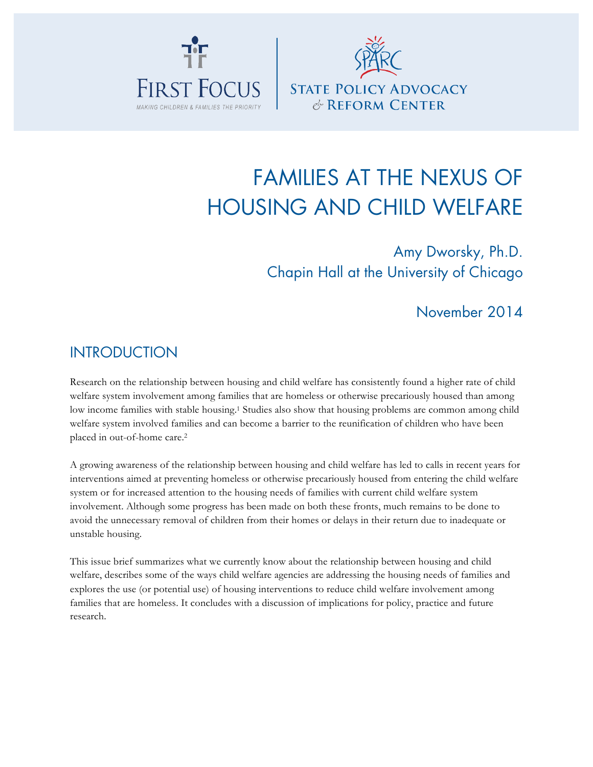FIRST FOCUS
MAKING CHILDREN & FAMILIES THE PRIORITY

SPARC
STATE POLICY ADVOCACY & REFORM CENTER

# FAMILIES AT THE NEXUS OF HOUSING AND CHILD WELFARE

Amy Dworsky, Ph.D.
Chapin Hall at the University of Chicago

November 2014

## INTRODUCTION

Research on the relationship between housing and child welfare has consistently found a higher rate of child welfare system involvement among families that are homeless or otherwise precariously housed than among low income families with stable housing.[1] Studies also show that housing problems are common among child welfare system involved families and can become a barrier to the reunification of children who have been placed in out-of-home care.[2]

A growing awareness of the relationship between housing and child welfare has led to calls in recent years for interventions aimed at preventing homeless or otherwise precariously housed from entering the child welfare system or for increased attention to the housing needs of families with current child welfare system involvement. Although some progress has been made on both these fronts, much remains to be done to avoid the unnecessary removal of children from their homes or delays in their return due to inadequate or unstable housing.

This issue brief summarizes what we currently know about the relationship between housing and child welfare, describes some of the ways child welfare agencies are addressing the housing needs of families and explores the use (or potential use) of housing interventions to reduce child welfare involvement among families that are homeless. It concludes with a discussion of implications for policy, practice and future research.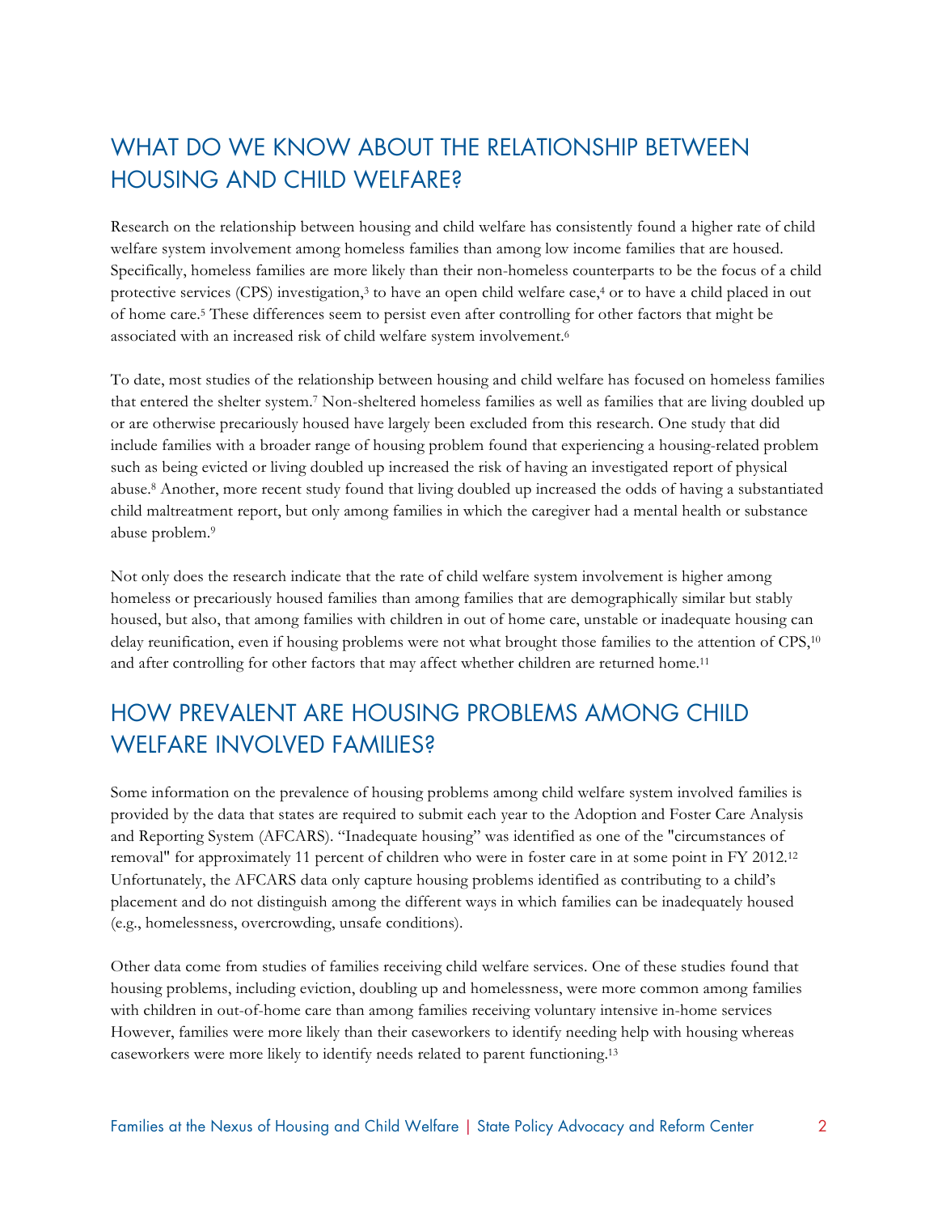## WHAT DO WE KNOW ABOUT THE RELATIONSHIP BETWEEN HOUSING AND CHILD WELFARE?

Research on the relationship between housing and child welfare has consistently found a higher rate of child welfare system involvement among homeless families than among low income families that are housed. Specifically, homeless families are more likely than their non-homeless counterparts to be the focus of a child protective services (CPS) investigation,[3] to have an open child welfare case,[4] or to have a child placed in out of home care.[5] These differences seem to persist even after controlling for other factors that might be associated with an increased risk of child welfare system involvement.[6]

To date, most studies of the relationship between housing and child welfare has focused on homeless families that entered the shelter system.[7] Non-sheltered homeless families as well as families that are living doubled up or are otherwise precariously housed have largely been excluded from this research. One study that did include families with a broader range of housing problem found that experiencing a housing-related problem such as being evicted or living doubled up increased the risk of having an investigated report of physical abuse.[8] Another, more recent study found that living doubled up increased the odds of having a substantiated child maltreatment report, but only among families in which the caregiver had a mental health or substance abuse problem.[9]

Not only does the research indicate that the rate of child welfare system involvement is higher among homeless or precariously housed families than among families that are demographically similar but stably housed, but also, that among families with children in out of home care, unstable or inadequate housing can delay reunification, even if housing problems were not what brought those families to the attention of CPS,[10] and after controlling for other factors that may affect whether children are returned home.[11]

## HOW PREVALENT ARE HOUSING PROBLEMS AMONG CHILD WELFARE INVOLVED FAMILIES?

Some information on the prevalence of housing problems among child welfare system involved families is provided by the data that states are required to submit each year to the Adoption and Foster Care Analysis and Reporting System (AFCARS). "Inadequate housing" was identified as one of the "circumstances of removal" for approximately 11 percent of children who were in foster care in at some point in FY 2012.[12] Unfortunately, the AFCARS data only capture housing problems identified as contributing to a child's placement and do not distinguish among the different ways in which families can be inadequately housed (e.g., homelessness, overcrowding, unsafe conditions).

Other data come from studies of families receiving child welfare services. One of these studies found that housing problems, including eviction, doubling up and homelessness, were more common among families with children in out-of-home care than among families receiving voluntary intensive in-home services However, families were more likely than their caseworkers to identify needing help with housing whereas caseworkers were more likely to identify needs related to parent functioning.[13]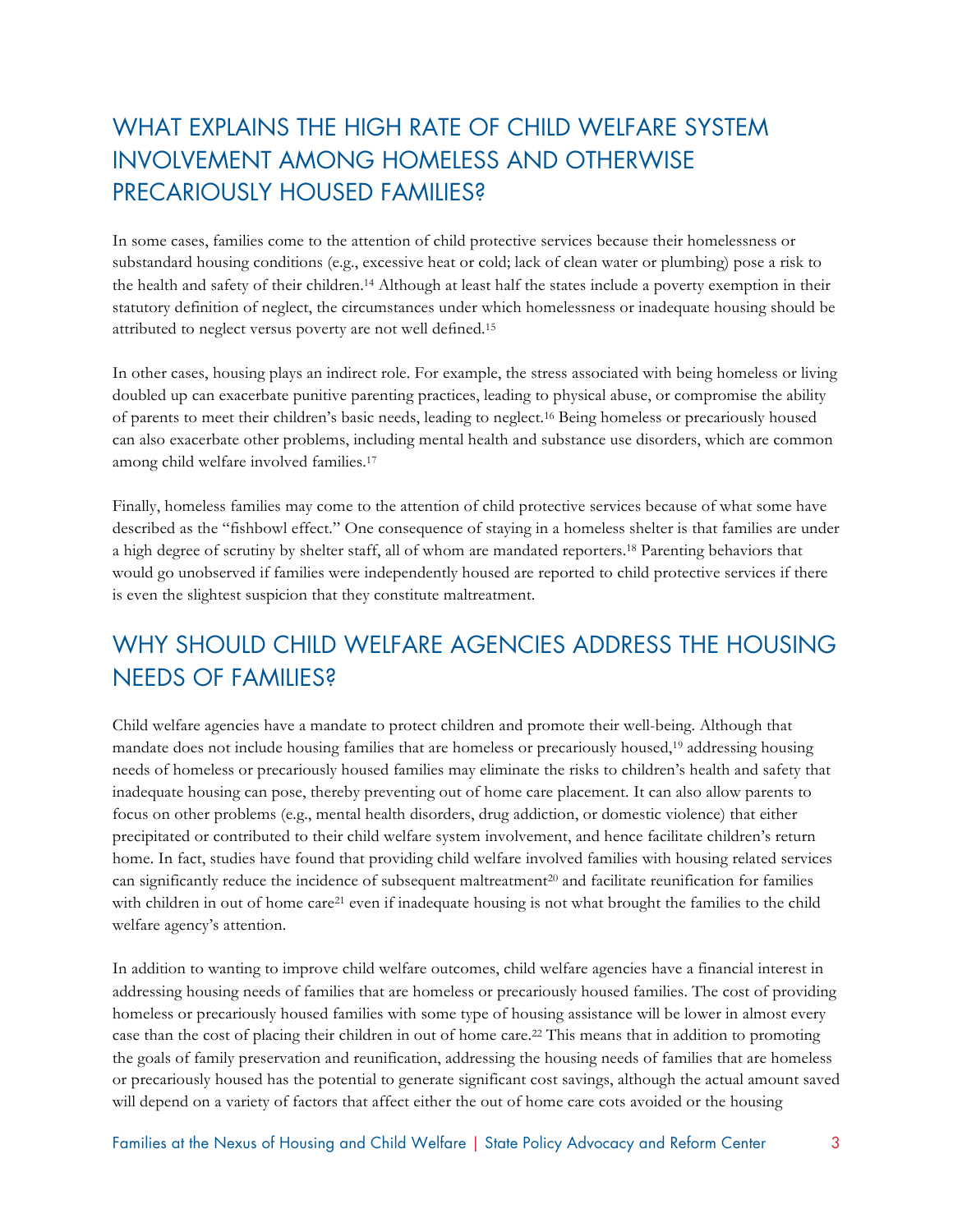## WHAT EXPLAINS THE HIGH RATE OF CHILD WELFARE SYSTEM INVOLVEMENT AMONG HOMELESS AND OTHERWISE PRECARIOUSLY HOUSED FAMILIES?

In some cases, families come to the attention of child protective services because their homelessness or substandard housing conditions (e.g., excessive heat or cold; lack of clean water or plumbing) pose a risk to the health and safety of their children.[14] Although at least half the states include a poverty exemption in their statutory definition of neglect, the circumstances under which homelessness or inadequate housing should be attributed to neglect versus poverty are not well defined.[15]

In other cases, housing plays an indirect role. For example, the stress associated with being homeless or living doubled up can exacerbate punitive parenting practices, leading to physical abuse, or compromise the ability of parents to meet their children's basic needs, leading to neglect.[16] Being homeless or precariously housed can also exacerbate other problems, including mental health and substance use disorders, which are common among child welfare involved families.[17]

Finally, homeless families may come to the attention of child protective services because of what some have described as the "fishbowl effect." One consequence of staying in a homeless shelter is that families are under a high degree of scrutiny by shelter staff, all of whom are mandated reporters.[18] Parenting behaviors that would go unobserved if families were independently housed are reported to child protective services if there is even the slightest suspicion that they constitute maltreatment.

## WHY SHOULD CHILD WELFARE AGENCIES ADDRESS THE HOUSING NEEDS OF FAMILIES?

Child welfare agencies have a mandate to protect children and promote their well-being. Although that mandate does not include housing families that are homeless or precariously housed,[19] addressing housing needs of homeless or precariously housed families may eliminate the risks to children's health and safety that inadequate housing can pose, thereby preventing out of home care placement. It can also allow parents to focus on other problems (e.g., mental health disorders, drug addiction, or domestic violence) that either precipitated or contributed to their child welfare system involvement, and hence facilitate children's return home. In fact, studies have found that providing child welfare involved families with housing related services can significantly reduce the incidence of subsequent maltreatment[20] and facilitate reunification for families with children in out of home care[21] even if inadequate housing is not what brought the families to the child welfare agency's attention.

In addition to wanting to improve child welfare outcomes, child welfare agencies have a financial interest in addressing housing needs of families that are homeless or precariously housed families. The cost of providing homeless or precariously housed families with some type of housing assistance will be lower in almost every case than the cost of placing their children in out of home care.[22] This means that in addition to promoting the goals of family preservation and reunification, addressing the housing needs of families that are homeless or precariously housed has the potential to generate significant cost savings, although the actual amount saved will depend on a variety of factors that affect either the out of home care cots avoided or the housing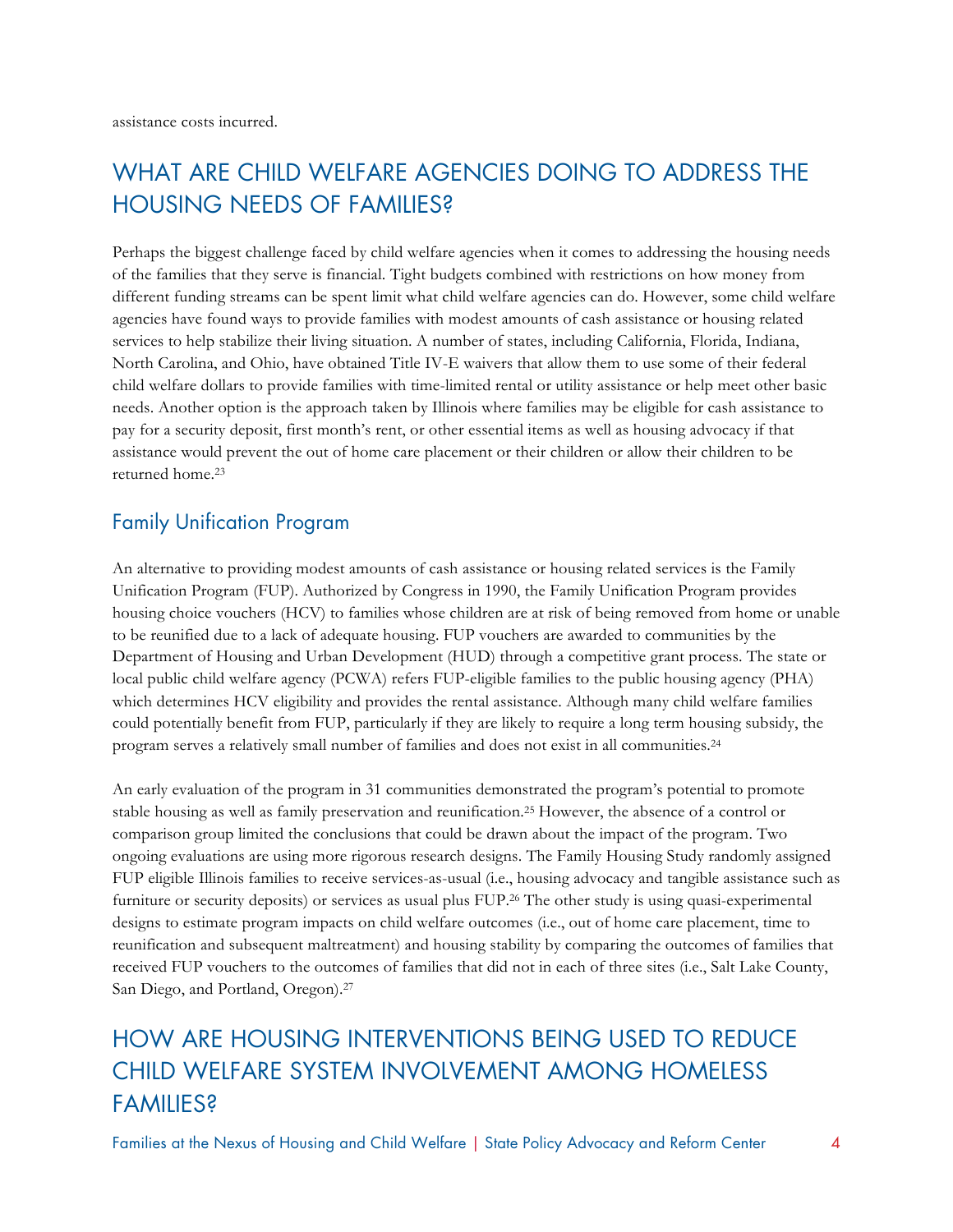assistance costs incurred.

## WHAT ARE CHILD WELFARE AGENCIES DOING TO ADDRESS THE HOUSING NEEDS OF FAMILIES?

Perhaps the biggest challenge faced by child welfare agencies when it comes to addressing the housing needs of the families that they serve is financial. Tight budgets combined with restrictions on how money from different funding streams can be spent limit what child welfare agencies can do. However, some child welfare agencies have found ways to provide families with modest amounts of cash assistance or housing related services to help stabilize their living situation. A number of states, including California, Florida, Indiana, North Carolina, and Ohio, have obtained Title IV-E waivers that allow them to use some of their federal child welfare dollars to provide families with time-limited rental or utility assistance or help meet other basic needs. Another option is the approach taken by Illinois where families may be eligible for cash assistance to pay for a security deposit, first month's rent, or other essential items as well as housing advocacy if that assistance would prevent the out of home care placement or their children or allow their children to be returned home.[23]

### Family Unification Program

An alternative to providing modest amounts of cash assistance or housing related services is the Family Unification Program (FUP). Authorized by Congress in 1990, the Family Unification Program provides housing choice vouchers (HCV) to families whose children are at risk of being removed from home or unable to be reunified due to a lack of adequate housing. FUP vouchers are awarded to communities by the Department of Housing and Urban Development (HUD) through a competitive grant process. The state or local public child welfare agency (PCWA) refers FUP-eligible families to the public housing agency (PHA) which determines HCV eligibility and provides the rental assistance. Although many child welfare families could potentially benefit from FUP, particularly if they are likely to require a long term housing subsidy, the program serves a relatively small number of families and does not exist in all communities.[24]

An early evaluation of the program in 31 communities demonstrated the program's potential to promote stable housing as well as family preservation and reunification.[25] However, the absence of a control or comparison group limited the conclusions that could be drawn about the impact of the program. Two ongoing evaluations are using more rigorous research designs. The Family Housing Study randomly assigned FUP eligible Illinois families to receive services-as-usual (i.e., housing advocacy and tangible assistance such as furniture or security deposits) or services as usual plus FUP.[26] The other study is using quasi-experimental designs to estimate program impacts on child welfare outcomes (i.e., out of home care placement, time to reunification and subsequent maltreatment) and housing stability by comparing the outcomes of families that received FUP vouchers to the outcomes of families that did not in each of three sites (i.e., Salt Lake County, San Diego, and Portland, Oregon).[27]

## HOW ARE HOUSING INTERVENTIONS BEING USED TO REDUCE CHILD WELFARE SYSTEM INVOLVEMENT AMONG HOMELESS FAMILIES?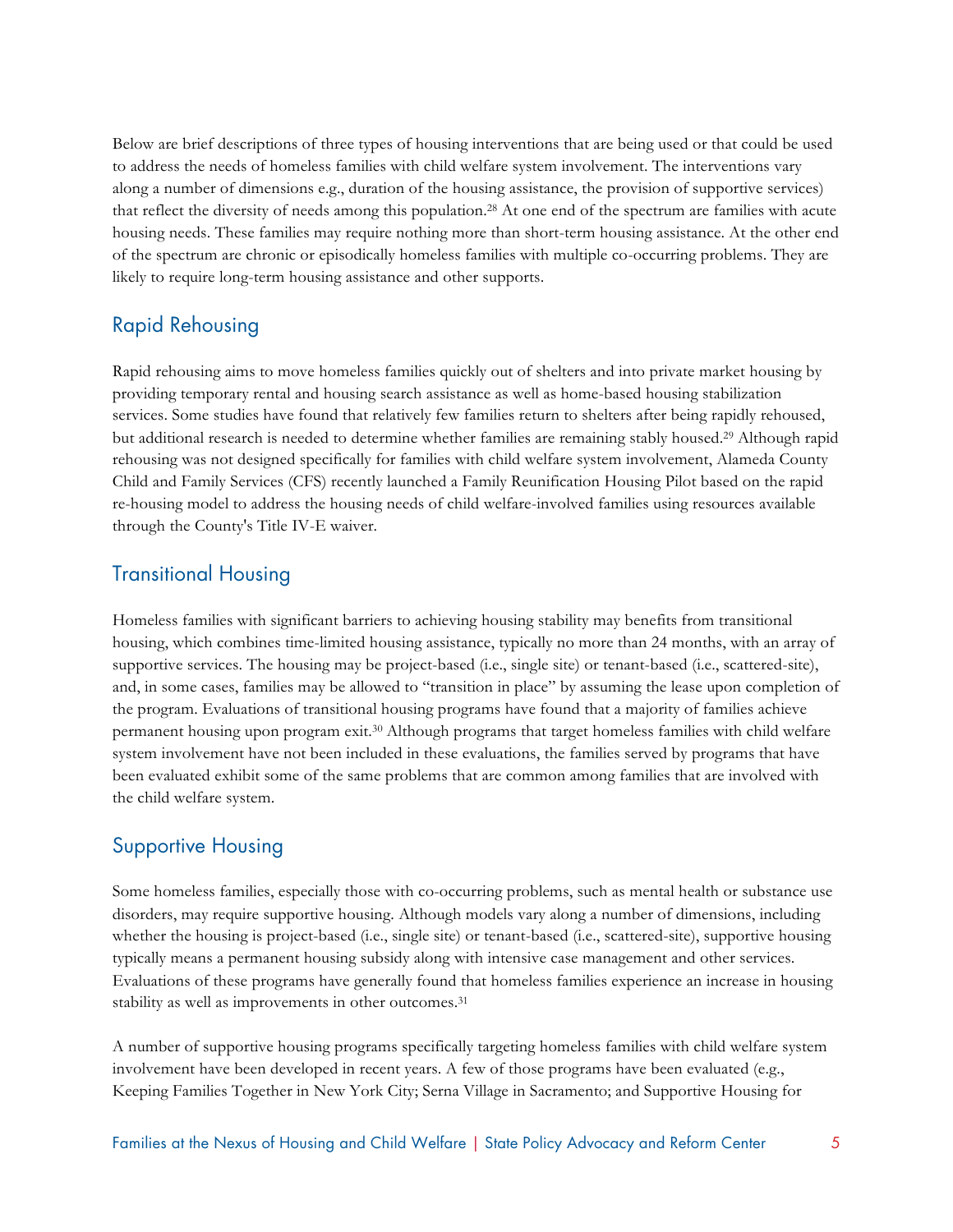Below are brief descriptions of three types of housing interventions that are being used or that could be used to address the needs of homeless families with child welfare system involvement. The interventions vary along a number of dimensions e.g., duration of the housing assistance, the provision of supportive services) that reflect the diversity of needs among this population.[28] At one end of the spectrum are families with acute housing needs. These families may require nothing more than short-term housing assistance. At the other end of the spectrum are chronic or episodically homeless families with multiple co-occurring problems. They are likely to require long-term housing assistance and other supports.

## Rapid Rehousing

Rapid rehousing aims to move homeless families quickly out of shelters and into private market housing by providing temporary rental and housing search assistance as well as home-based housing stabilization services. Some studies have found that relatively few families return to shelters after being rapidly rehoused, but additional research is needed to determine whether families are remaining stably housed.[29] Although rapid rehousing was not designed specifically for families with child welfare system involvement, Alameda County Child and Family Services (CFS) recently launched a Family Reunification Housing Pilot based on the rapid re-housing model to address the housing needs of child welfare-involved families using resources available through the County's Title IV-E waiver.

## Transitional Housing

Homeless families with significant barriers to achieving housing stability may benefits from transitional housing, which combines time-limited housing assistance, typically no more than 24 months, with an array of supportive services. The housing may be project-based (i.e., single site) or tenant-based (i.e., scattered-site), and, in some cases, families may be allowed to "transition in place" by assuming the lease upon completion of the program. Evaluations of transitional housing programs have found that a majority of families achieve permanent housing upon program exit.[30] Although programs that target homeless families with child welfare system involvement have not been included in these evaluations, the families served by programs that have been evaluated exhibit some of the same problems that are common among families that are involved with the child welfare system.

## Supportive Housing

Some homeless families, especially those with co-occurring problems, such as mental health or substance use disorders, may require supportive housing. Although models vary along a number of dimensions, including whether the housing is project-based (i.e., single site) or tenant-based (i.e., scattered-site), supportive housing typically means a permanent housing subsidy along with intensive case management and other services. Evaluations of these programs have generally found that homeless families experience an increase in housing stability as well as improvements in other outcomes.[31]

A number of supportive housing programs specifically targeting homeless families with child welfare system involvement have been developed in recent years. A few of those programs have been evaluated (e.g., Keeping Families Together in New York City; Serna Village in Sacramento; and Supportive Housing for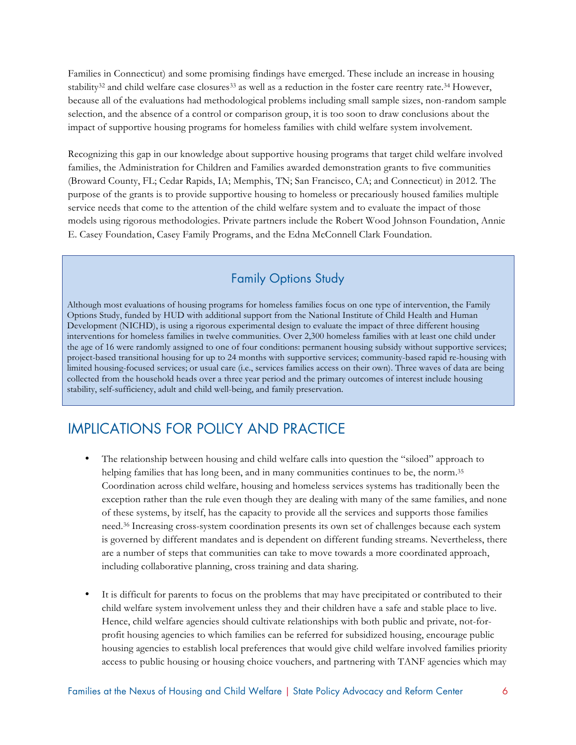Families in Connecticut) and some promising findings have emerged. These include an increase in housing stability[32] and child welfare case closures[33] as well as a reduction in the foster care reentry rate.[34] However, because all of the evaluations had methodological problems including small sample sizes, non-random sample selection, and the absence of a control or comparison group, it is too soon to draw conclusions about the impact of supportive housing programs for homeless families with child welfare system involvement.

Recognizing this gap in our knowledge about supportive housing programs that target child welfare involved families, the Administration for Children and Families awarded demonstration grants to five communities (Broward County, FL; Cedar Rapids, IA; Memphis, TN; San Francisco, CA; and Connecticut) in 2012. The purpose of the grants is to provide supportive housing to homeless or precariously housed families multiple service needs that come to the attention of the child welfare system and to evaluate the impact of those models using rigorous methodologies. Private partners include the Robert Wood Johnson Foundation, Annie E. Casey Foundation, Casey Family Programs, and the Edna McConnell Clark Foundation.

### Family Options Study

Although most evaluations of housing programs for homeless families focus on one type of intervention, the Family Options Study, funded by HUD with additional support from the National Institute of Child Health and Human Development (NICHD), is using a rigorous experimental design to evaluate the impact of three different housing interventions for homeless families in twelve communities. Over 2,300 homeless families with at least one child under the age of 16 were randomly assigned to one of four conditions: permanent housing subsidy without supportive services; project-based transitional housing for up to 24 months with supportive services; community-based rapid re-housing with limited housing-focused services; or usual care (i.e., services families access on their own). Three waves of data are being collected from the household heads over a three year period and the primary outcomes of interest include housing stability, self-sufficiency, adult and child well-being, and family preservation.

## IMPLICATIONS FOR POLICY AND PRACTICE

- The relationship between housing and child welfare calls into question the "siloed" approach to helping families that has long been, and in many communities continues to be, the norm.[35] Coordination across child welfare, housing and homeless services systems has traditionally been the exception rather than the rule even though they are dealing with many of the same families, and none of these systems, by itself, has the capacity to provide all the services and supports those families need.[36] Increasing cross-system coordination presents its own set of challenges because each system is governed by different mandates and is dependent on different funding streams. Nevertheless, there are a number of steps that communities can take to move towards a more coordinated approach, including collaborative planning, cross training and data sharing.

- It is difficult for parents to focus on the problems that may have precipitated or contributed to their child welfare system involvement unless they and their children have a safe and stable place to live. Hence, child welfare agencies should cultivate relationships with both public and private, not-for-profit housing agencies to which families can be referred for subsidized housing, encourage public housing agencies to establish local preferences that would give child welfare involved families priority access to public housing or housing choice vouchers, and partnering with TANF agencies which may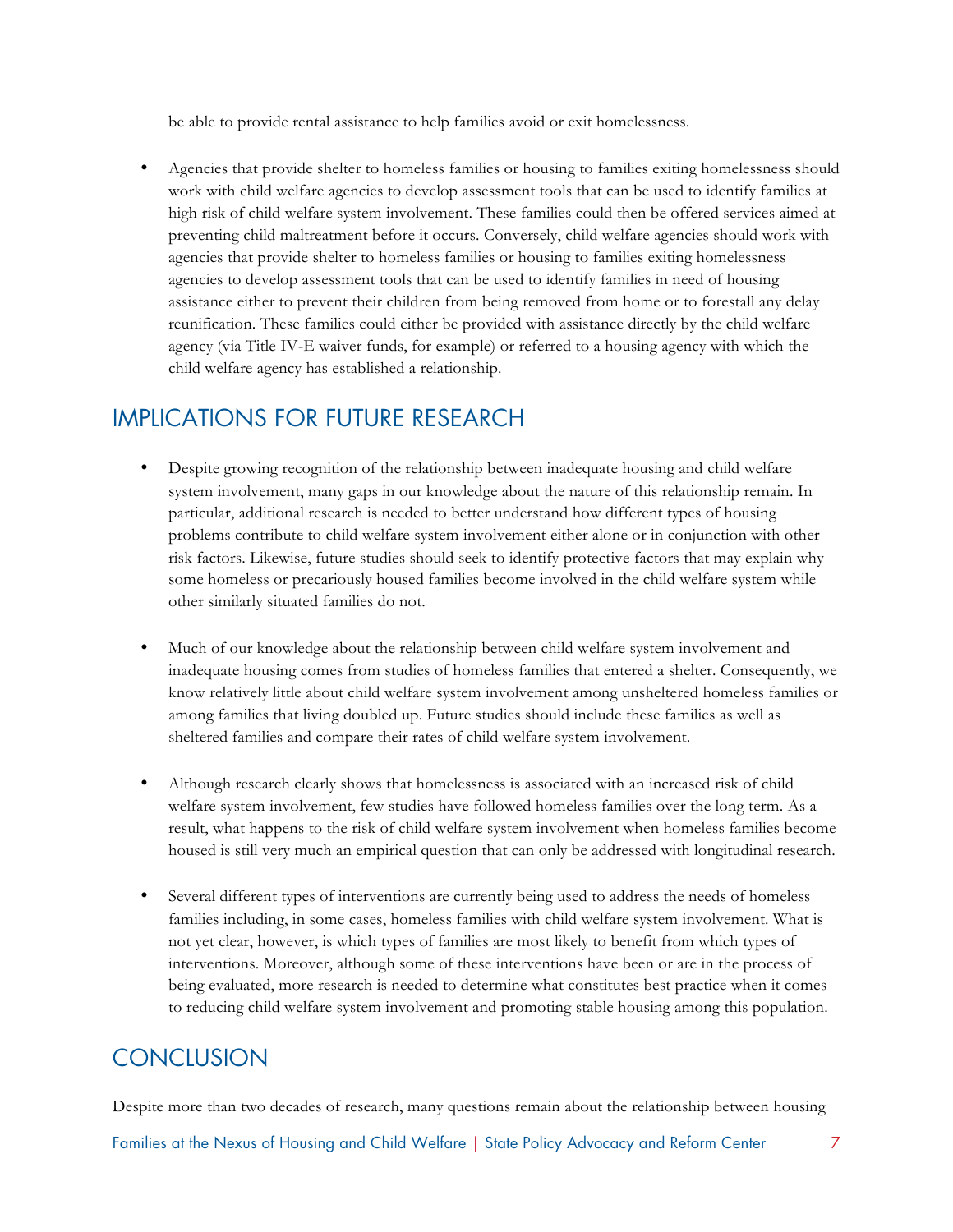be able to provide rental assistance to help families avoid or exit homelessness.

- Agencies that provide shelter to homeless families or housing to families exiting homelessness should work with child welfare agencies to develop assessment tools that can be used to identify families at high risk of child welfare system involvement. These families could then be offered services aimed at preventing child maltreatment before it occurs. Conversely, child welfare agencies should work with agencies that provide shelter to homeless families or housing to families exiting homelessness agencies to develop assessment tools that can be used to identify families in need of housing assistance either to prevent their children from being removed from home or to forestall any delay reunification. These families could either be provided with assistance directly by the child welfare agency (via Title IV-E waiver funds, for example) or referred to a housing agency with which the child welfare agency has established a relationship.

## IMPLICATIONS FOR FUTURE RESEARCH

- Despite growing recognition of the relationship between inadequate housing and child welfare system involvement, many gaps in our knowledge about the nature of this relationship remain. In particular, additional research is needed to better understand how different types of housing problems contribute to child welfare system involvement either alone or in conjunction with other risk factors. Likewise, future studies should seek to identify protective factors that may explain why some homeless or precariously housed families become involved in the child welfare system while other similarly situated families do not.

- Much of our knowledge about the relationship between child welfare system involvement and inadequate housing comes from studies of homeless families that entered a shelter. Consequently, we know relatively little about child welfare system involvement among unsheltered homeless families or among families that living doubled up. Future studies should include these families as well as sheltered families and compare their rates of child welfare system involvement.

- Although research clearly shows that homelessness is associated with an increased risk of child welfare system involvement, few studies have followed homeless families over the long term. As a result, what happens to the risk of child welfare system involvement when homeless families become housed is still very much an empirical question that can only be addressed with longitudinal research.

- Several different types of interventions are currently being used to address the needs of homeless families including, in some cases, homeless families with child welfare system involvement. What is not yet clear, however, is which types of families are most likely to benefit from which types of interventions. Moreover, although some of these interventions have been or are in the process of being evaluated, more research is needed to determine what constitutes best practice when it comes to reducing child welfare system involvement and promoting stable housing among this population.

## CONCLUSION

Despite more than two decades of research, many questions remain about the relationship between housing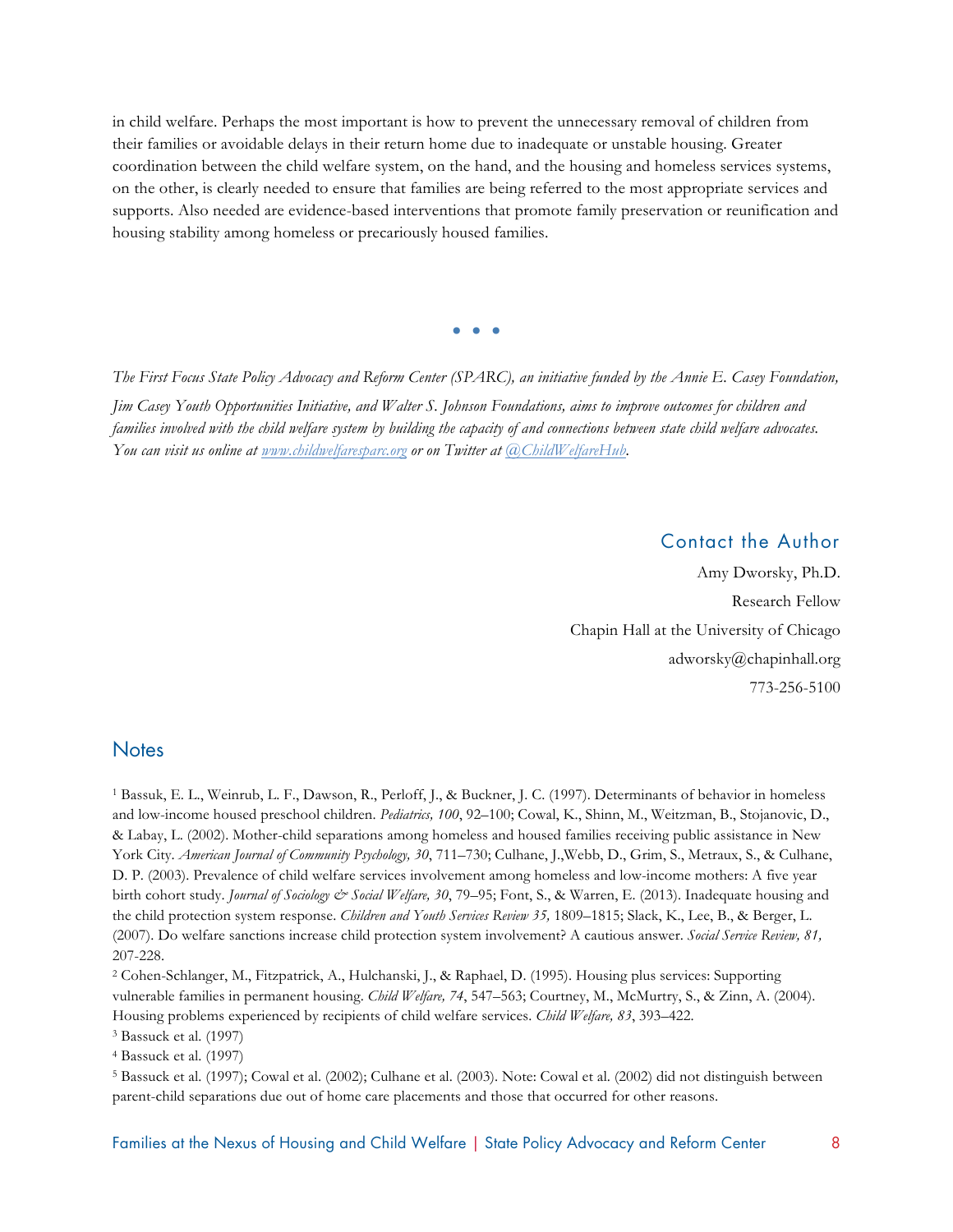in child welfare. Perhaps the most important is how to prevent the unnecessary removal of children from their families or avoidable delays in their return home due to inadequate or unstable housing. Greater coordination between the child welfare system, on the one hand, and the housing and homeless services systems, on the other, is clearly needed to ensure that families are being referred to the most appropriate services and supports. Also needed are evidence-based interventions that promote family preservation or reunification and housing stability among homeless or precariously housed families.

• • •

*The First Focus State Policy Advocacy and Reform Center (SPARC), an initiative funded by the Annie E. Casey Foundation, Jim Casey Youth Opportunities Initiative, and Walter S. Johnson Foundations, aims to improve outcomes for children and families involved with the child welfare system by building the capacity of and connections between state child welfare advocates. You can visit us online at [www.childwelfaresparc.org](http://www.childwelfaresparc.org) or on Twitter at [@ChildWelfareHub](https://twitter.com/ChildWelfareHub).*

## Contact the Author

Amy Dworsky, Ph.D.
Research Fellow
Chapin Hall at the University of Chicago
adworsky@chapinhall.org
773-256-5100

## Notes

[1] Bassuk, E. L., Weinrub, L. F., Dawson, R., Perloff, J., & Buckner, J. C. (1997). Determinants of behavior in homeless and low-income housed preschool children. *Pediatrics, 100*, 92–100; Cowal, K., Shinn, M., Weitzman, B., Stojanovic, D., & Labay, L. (2002). Mother-child separations among homeless and housed families receiving public assistance in New York City. *American Journal of Community Psychology, 30*, 711–730; Culhane, J.,Webb, D., Grim, S., Metraux, S., & Culhane, D. P. (2003). Prevalence of child welfare services involvement among homeless and low-income mothers: A five year birth cohort study. *Journal of Sociology & Social Welfare, 30*, 79–95; Font, S., & Warren, E. (2013). Inadequate housing and the child protection system response. *Children and Youth Services Review 35,* 1809–1815; Slack, K., Lee, B., & Berger, L. (2007). Do welfare sanctions increase child protection system involvement? A cautious answer. *Social Service Review, 81,* 207-228.

[2] Cohen-Schlanger, M., Fitzpatrick, A., Hulchanski, J., & Raphael, D. (1995). Housing plus services: Supporting vulnerable families in permanent housing. *Child Welfare, 74*, 547–563; Courtney, M., McMurtry, S., & Zinn, A. (2004). Housing problems experienced by recipients of child welfare services. *Child Welfare, 83*, 393–422.

[3] Bassuck et al. (1997)

[4] Bassuck et al. (1997)

[5] Bassuck et al. (1997); Cowal et al. (2002); Culhane et al. (2003). Note: Cowal et al. (2002) did not distinguish between parent-child separations due out of home care placements and those that occurred for other reasons.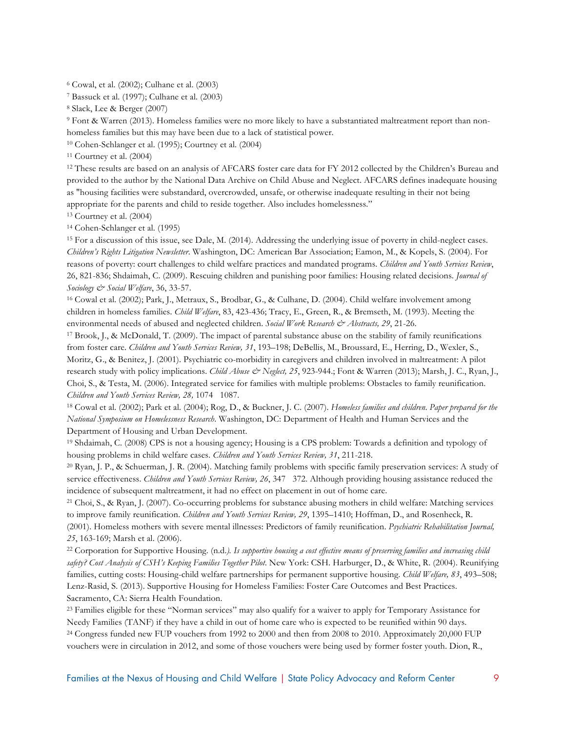[6] Cowal, et al. (2002); Culhane et al. (2003)

[7] Bassuck et al. (1997); Culhane et al. (2003)

[8] Slack, Lee & Berger (2007)

[9] Font & Warren (2013). Homeless families were no more likely to have a substantiated maltreatment report than non-homeless families but this may have been due to a lack of statistical power.

[10] Cohen-Schlanger et al. (1995); Courtney et al. (2004)

[11] Courtney et al. (2004)

[12] These results are based on an analysis of AFCARS foster care data for FY 2012 collected by the Children's Bureau and provided to the author by the National Data Archive on Child Abuse and Neglect. AFCARS defines inadequate housing as "housing facilities were substandard, overcrowded, unsafe, or otherwise inadequate resulting in their not being appropriate for the parents and child to reside together. Also includes homelessness."

[13] Courtney et al. (2004)

[14] Cohen-Schlanger et al. (1995)

[15] For a discussion of this issue, see Dale, M. (2014). Addressing the underlying issue of poverty in child-neglect cases. *Children's Rights Litigation Newsletter*. Washington, DC: American Bar Association; Eamon, M., & Kopels, S. (2004). For reasons of poverty: court challenges to child welfare practices and mandated programs. *Children and Youth Services Review*, 26, 821-836; Shdaimah, C. (2009). Rescuing children and punishing poor families: Housing related decisions. *Journal of Sociology & Social Welfare*, 36, 33-57.

[16] Cowal et al. (2002); Park, J., Metraux, S., Brodbar, G., & Culhane, D. (2004). Child welfare involvement among children in homeless families. *Child Welfare*, 83, 423-436; Tracy, E., Green, R., & Bremseth, M. (1993). Meeting the environmental needs of abused and neglected children. *Social Work Research & Abstracts, 29*, 21-26.

[17] Brook, J., & McDonald, T. (2009). The impact of parental substance abuse on the stability of family reunifications from foster care. *Children and Youth Services Review, 31*, 193–198; DeBellis, M., Broussard, E., Herring, D., Wexler, S., Moritz, G., & Benitez, J. (2001). Psychiatric co-morbidity in caregivers and children involved in maltreatment: A pilot research study with policy implications. *Child Abuse & Neglect, 25*, 923-944.; Font & Warren (2013); Marsh, J. C., Ryan, J., Choi, S., & Testa, M. (2006). Integrated service for families with multiple problems: Obstacles to family reunification. *Children and Youth Services Review, 28,* 1074 1087.

[18] Cowal et al. (2002); Park et al. (2004); Rog, D., & Buckner, J. C. (2007). *Homeless families and children. Paper prepared for the National Symposium on Homelessness Research*. Washington, DC: Department of Health and Human Services and the Department of Housing and Urban Development.

[19] Shdaimah, C. (2008) CPS is not a housing agency; Housing is a CPS problem: Towards a definition and typology of housing problems in child welfare cases. *Children and Youth Services Review, 31*, 211-218.

[20] Ryan, J. P., & Schuerman, J. R. (2004). Matching family problems with specific family preservation services: A study of service effectiveness. *Children and Youth Services Review, 26*, 347 372. Although providing housing assistance reduced the incidence of subsequent maltreatment, it had no effect on placement in out of home care.

[21] Choi, S., & Ryan, J. (2007). Co-occurring problems for substance abusing mothers in child welfare: Matching services to improve family reunification. *Children and Youth Services Review, 29*, 1395–1410; Hoffman, D., and Rosenheck, R. (2001). Homeless mothers with severe mental illnesses: Predictors of family reunification. *Psychiatric Rehabilitation Journal, 25*, 163-169; Marsh et al. (2006).

[22] Corporation for Supportive Housing. (n.d.). *Is supportive housing a cost effective means of preserving families and increasing child safety? Cost Analysis of CSH's Keeping Families Together Pilot*. New York: CSH. Harburger, D., & White, R. (2004). Reunifying families, cutting costs: Housing-child welfare partnerships for permanent supportive housing. *Child Welfare, 83*, 493–508; Lenz-Rasid, S. (2013). Supportive Housing for Homeless Families: Foster Care Outcomes and Best Practices. Sacramento, CA: Sierra Health Foundation.

[23] Families eligible for these "Norman services" may also qualify for a waiver to apply for Temporary Assistance for Needy Families (TANF) if they have a child in out of home care who is expected to be reunified within 90 days.

[24] Congress funded new FUP vouchers from 1992 to 2000 and then from 2008 to 2010. Approximately 20,000 FUP vouchers were in circulation in 2012, and some of those vouchers were being used by former foster youth. Dion, R.,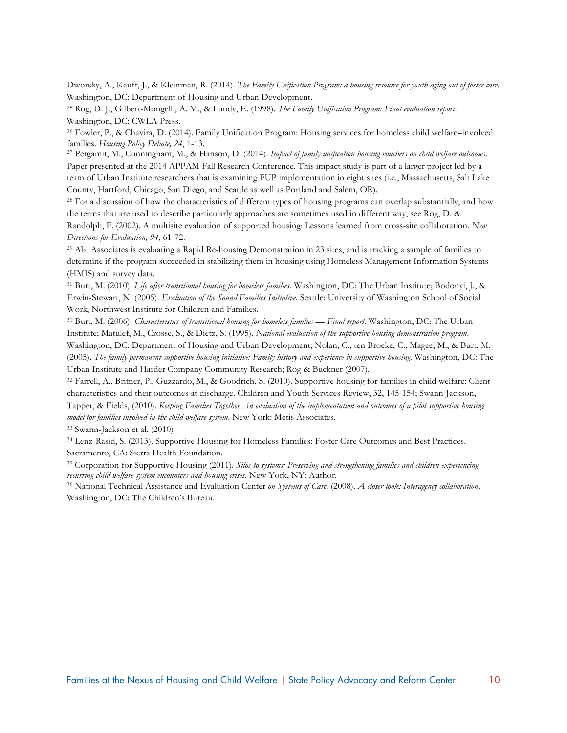Dworsky, A., Kauff, J., & Kleinman, R. (2014). *The Family Unification Program: a housing resource for youth aging out of foster care.* Washington, DC: Department of Housing and Urban Development.

[25] Rog, D. J., Gilbert-Mongelli, A. M., & Lundy, E. (1998). *The Family Unification Program: Final evaluation report.* Washington, DC: CWLA Press.

[26] Fowler, P., & Chavira, D. (2014). Family Unification Program: Housing services for homeless child welfare–involved families. *Housing Policy Debate, 24*, 1-13.

[27] Pergamit, M., Cunningham, M., & Hanson, D. (2014). *Impact of family unification housing vouchers on child welfare outcomes.* Paper presented at the 2014 APPAM Fall Research Conference. This impact study is part of a larger project led by a team of Urban Institute researchers that is examining FUP implementation in eight sites (i.e., Massachusetts, Salt Lake County, Hartford, Chicago, San Diego, and Seattle as well as Portland and Salem, OR).

[28] For a discussion of how the characteristics of different types of housing programs can overlap substantially, and how the terms that are used to describe particularly approaches are sometimes used in different way, see Rog, D. & Randolph, F. (2002). A multisite evaluation of supported housing: Lessons learned from cross-site collaboration. *New Directions for Evaluation, 94*, 61-72.

[29] Abt Associates is evaluating a Rapid Re-housing Demonstration in 23 sites, and is tracking a sample of families to determine if the program succeeded in stabilizing them in housing using Homeless Management Information Systems (HMIS) and survey data.

[30] Burt, M. (2010). *Life after transitional housing for homeless families.* Washington, DC: The Urban Institute; Bodonyi, J., & Erwin-Stewart, N. (2005). *Evaluation of the Sound Families Initiative.* Seattle: University of Washington School of Social Work, Northwest Institute for Children and Families.

[31] Burt, M. (2006). *Characteristics of transitional housing for homeless families — Final report.* Washington, DC: The Urban Institute; Matulef, M., Crosse, S., & Dietz, S. (1995). *National evaluation of the supportive housing demonstration program.* Washington, DC: Department of Housing and Urban Development; Nolan, C., ten Broeke, C., Magee, M., & Burt, M. (2005). *The family permanent supportive housing initiative: Family history and experience in supportive housing.* Washington, DC: The Urban Institute and Harder Company Community Research; Rog & Buckner (2007).

[32] Farrell, A., Britner, P., Guzzardo, M., & Goodrich, S. (2010). Supportive housing for families in child welfare: Client characteristics and their outcomes at discharge. Children and Youth Services Review, 32, 145-154; Swann-Jackson, Tapper, & Fields, (2010). *Keeping Families Together An evaluation of the implementation and outcomes of a pilot supportive housing model for families involved in the child welfare system.* New York: Metis Associates.

[33] Swann-Jackson et al. (2010)

[34] Lenz-Rasid, S. (2013). Supportive Housing for Homeless Families: Foster Care Outcomes and Best Practices. Sacramento, CA: Sierra Health Foundation.

[35] Corporation for Supportive Housing (2011). *Silos to systems: Preserving and strengthening families and children experiencing recurring child welfare system encounters and housing crises.* New York, NY: Author.

[36] National Technical Assistance and Evaluation Center *on Systems of Care.* (2008). *A closer look: Interagency collaboration.* Washington, DC: The Children's Bureau.